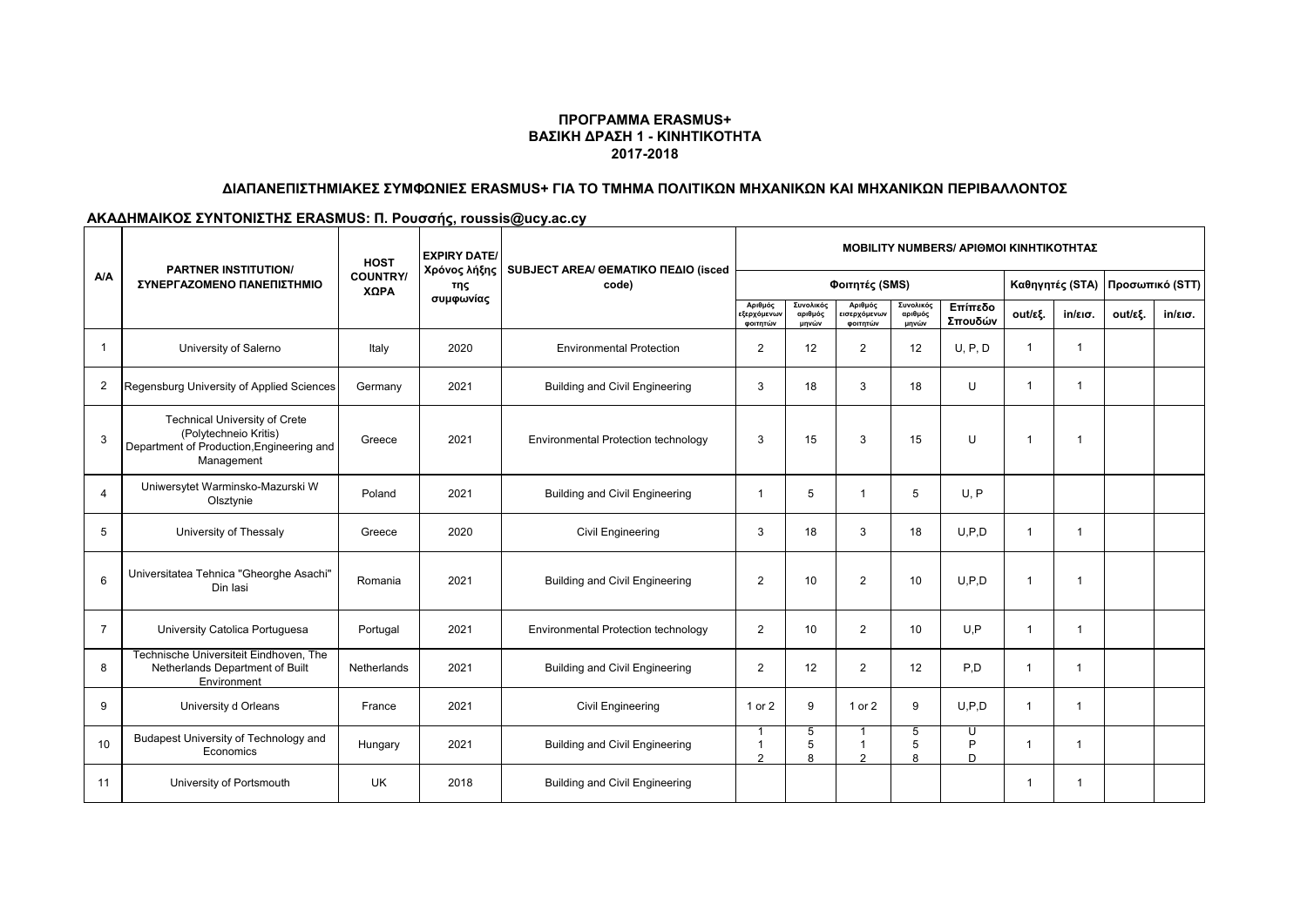**ΠΡΟΓΡΑΜΜΑ ERASMUS+**
**ΒΑΣΙΚΗ ΔΡΑΣΗ 1 - ΚΙΝΗΤΙΚΟΤΗΤΑ**
**2017-2018**

**ΔΙΑΠΑΝΕΠΙΣΤΗΜΙΑΚΕΣ ΣΥΜΦΩΝΙΕΣ ERASMUS+ ΓΙΑ ΤΟ ΤΜΗΜΑ ΠΟΛΙΤΙΚΩΝ ΜΗΧΑΝΙΚΩΝ ΚΑΙ ΜΗΧΑΝΙΚΩΝ ΠΕΡΙΒΑΛΛΟΝΤΟΣ**

**ΑΚΑΔΗΜΑΙΚΟΣ ΣΥΝΤΟΝΙΣΤΗΣ ERASMUS: Π. Ρουσσής, roussis@ucy.ac.cy**

| A/A | PARTNER INSTITUTION/ ΣΥΝΕΡΓΑΖΟΜΕΝΟ ΠΑΝΕΠΙΣΤΗΜΙΟ | HOST COUNTRY/ ΧΩΡΑ | EXPIRY DATE/ Χρόνος λήξης της συμφωνίας | SUBJECT AREA/ ΘΕΜΑΤΙΚΟ ΠΕΔΙΟ (isced code) | MOBILITY NUMBERS/ ΑΡΙΘΜΟΙ ΚΙΝΗΤΙΚΟΤΗΤΑΣ | | | | | | | | |
|---|---|---|---|---|---|---|---|---|---|---|---|---|---|
| | | | | | Φοιτητές (SMS) | | | | | Καθηγητές (STA) | | Προσωπικό (STT) | |
| | | | | | Αριθμός εξερχόμενων φοιτητών | Συνολικός αριθμός μηνών | Αριθμός εισερχόμενων φοιτητών | Συνολικός αριθμός μηνών | Επίπεδο Σπουδών | out/εξ. | in/εισ. | out/εξ. | in/εισ. |
| 1 | University of Salerno | Italy | 2020 | Environmental Protection | 2 | 12 | 2 | 12 | U, P, D | 1 | 1 | | |
| 2 | Regensburg University of Applied Sciences | Germany | 2021 | Building and Civil Engineering | 3 | 18 | 3 | 18 | U | 1 | 1 | | |
| 3 | Technical University of Crete (Polytechneio Kritis) Department of Production,Engineering and Management | Greece | 2021 | Environmental Protection technology | 3 | 15 | 3 | 15 | U | 1 | 1 | | |
| 4 | Uniwersytet Warminsko-Mazurski W Olsztynie | Poland | 2021 | Building and Civil Engineering | 1 | 5 | 1 | 5 | U, P | | | | |
| 5 | University of Thessaly | Greece | 2020 | Civil Engineering | 3 | 18 | 3 | 18 | U,P,D | 1 | 1 | | |
| 6 | Universitatea Tehnica "Gheorghe Asachi" Din Iasi | Romania | 2021 | Building and Civil Engineering | 2 | 10 | 2 | 10 | U,P,D | 1 | 1 | | |
| 7 | University Catolica Portuguesa | Portugal | 2021 | Environmental Protection technology | 2 | 10 | 2 | 10 | U,P | 1 | 1 | | |
| 8 | Technische Universiteit Eindhoven, The Netherlands Department of Built Environment | Netherlands | 2021 | Building and Civil Engineering | 2 | 12 | 2 | 12 | P,D | 1 | 1 | | |
| 9 | University d Orleans | France | 2021 | Civil Engineering | 1 or 2 | 9 | 1 or 2 | 9 | U,P,D | 1 | 1 | | |
| 10 | Budapest University of Technology and Economics | Hungary | 2021 | Building and Civil Engineering | 1<br>1<br>2 | 5<br>5<br>8 | 1<br>1<br>2 | 5<br>5<br>8 | U<br>P<br>D | 1 | 1 | | |
| 11 | University of Portsmouth | UK | 2018 | Building and Civil Engineering | | | | | | 1 | 1 | | |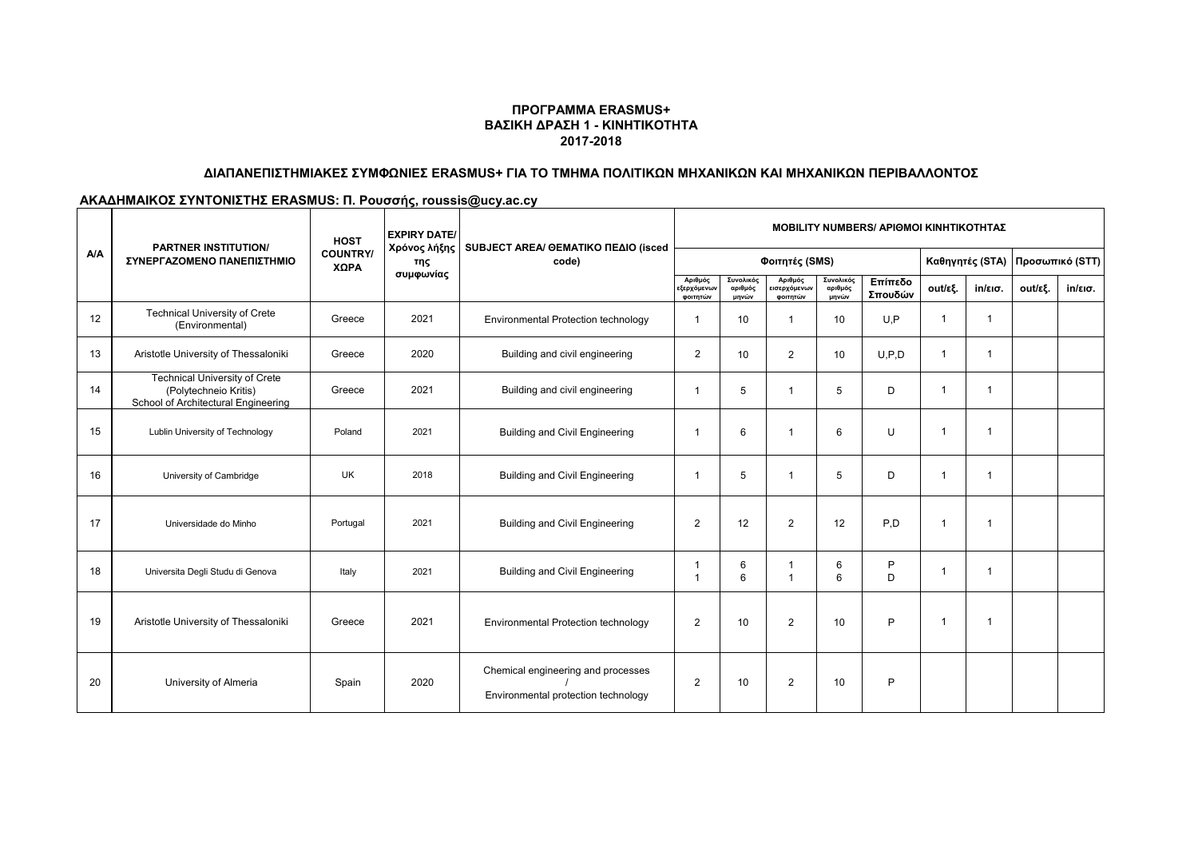**ΠΡΟΓΡΑΜΜΑ ERASMUS+**
**ΒΑΣΙΚΗ ΔΡΑΣΗ 1 - ΚΙΝΗΤΙΚΟΤΗΤΑ**
**2017-2018**

**ΔΙΑΠΑΝΕΠΙΣΤΗΜΙΑΚΕΣ ΣΥΜΦΩΝΙΕΣ ERASMUS+ ΓΙΑ ΤΟ ΤΜΗΜΑ ΠΟΛΙΤΙΚΩΝ ΜΗΧΑΝΙΚΩΝ ΚΑΙ ΜΗΧΑΝΙΚΩΝ ΠΕΡΙΒΑΛΛΟΝΤΟΣ**

**ΑΚΑΔΗΜΑΙΚΟΣ ΣΥΝΤΟΝΙΣΤΗΣ ERASMUS: Π. Ρουσσής, roussis@ucy.ac.cy**

| A/A | PARTNER INSTITUTION/ ΣΥΝΕΡΓΑΖΟΜΕΝΟ ΠΑΝΕΠΙΣΤΗΜΙΟ | HOST COUNTRY/ ΧΩΡΑ | EXPIRY DATE/ Χρόνος λήξης της συμφωνίας | SUBJECT AREA/ ΘΕΜΑΤΙΚΟ ΠΕΔΙΟ (isced code) | MOBILITY NUMBERS/ ΑΡΙΘΜΟΙ ΚΙΝΗΤΙΚΟΤΗΤΑΣ | | | | | | | | |
|---|---|---|---|---|---|---|---|---|---|---|---|---|---|
| | | | | | Φοιτητές (SMS) | | | | | Καθηγητές (STA) | | Προσωπικό (STT) | |
| | | | | | Αριθμός εξερχόμενων φοιτητών | Συνολικός αριθμός μηνών | Αριθμός εισερχόμενων φοιτητών | Συνολικός αριθμός μηνών | Επίπεδο Σπουδών | out/εξ. | in/εισ. | out/εξ. | in/εισ. |
| 12 | Technical University of Crete (Environmental) | Greece | 2021 | Environmental Protection technology | 1 | 10 | 1 | 10 | U,P | 1 | 1 | | |
| 13 | Aristotle University of Thessaloniki | Greece | 2020 | Building and civil engineering | 2 | 10 | 2 | 10 | U,P,D | 1 | 1 | | |
| 14 | Technical University of Crete (Polytechneio Kritis) School of Architectural Engineering | Greece | 2021 | Building and civil engineering | 1 | 5 | 1 | 5 | D | 1 | 1 | | |
| 15 | Lublin University of Technology | Poland | 2021 | Building and Civil Engineering | 1 | 6 | 1 | 6 | U | 1 | 1 | | |
| 16 | University of Cambridge | UK | 2018 | Building and Civil Engineering | 1 | 5 | 1 | 5 | D | 1 | 1 | | |
| 17 | Universidade do Minho | Portugal | 2021 | Building and Civil Engineering | 2 | 12 | 2 | 12 | P,D | 1 | 1 | | |
| 18 | Universita Degli Studu di Genova | Italy | 2021 | Building and Civil Engineering | 1<br>1 | 6<br>6 | 1<br>1 | 6<br>6 | P<br>D | 1 | 1 | | |
| 19 | Aristotle University of Thessaloniki | Greece | 2021 | Environmental Protection technology | 2 | 10 | 2 | 10 | P | 1 | 1 | | |
| 20 | University of Almeria | Spain | 2020 | Chemical engineering and processes / Environmental protection technology | 2 | 10 | 2 | 10 | P | | | | |